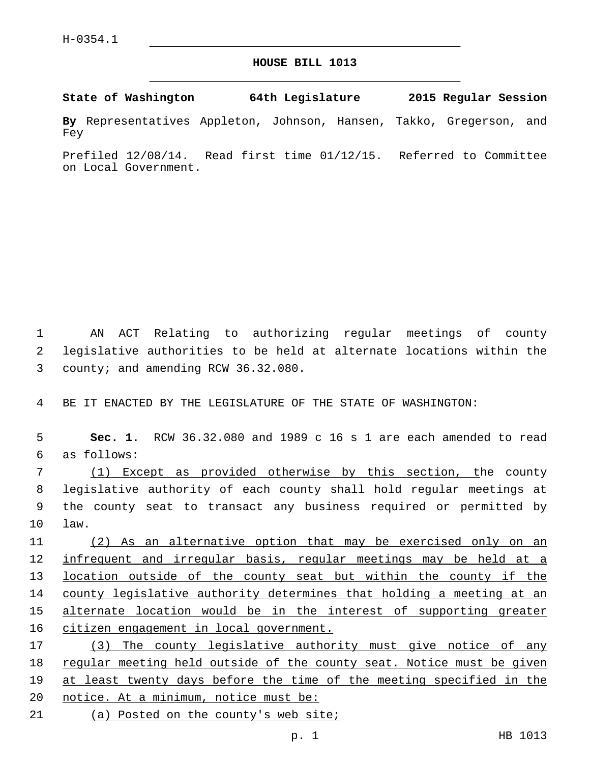H-0354.1

# HOUSE BILL 1013

**State of Washington 64th Legislature 2015 Regular Session**

**By** Representatives Appleton, Johnson, Hansen, Takko, Gregerson, and Fey

Prefiled 12/08/14. Read first time 01/12/15. Referred to Committee on Local Government.

AN ACT Relating to authorizing regular meetings of county legislative authorities to be held at alternate locations within the county; and amending RCW 36.32.080.

BE IT ENACTED BY THE LEGISLATURE OF THE STATE OF WASHINGTON:

**Sec. 1.** RCW 36.32.080 and 1989 c 16 s 1 are each amended to read as follows:

<u>(1) Except as provided otherwise by this section, t</u>he county legislative authority of each county shall hold regular meetings at the county seat to transact any business required or permitted by law.

<u>(2) As an alternative option that may be exercised only on an infrequent and irregular basis, regular meetings may be held at a location outside of the county seat but within the county if the county legislative authority determines that holding a meeting at an alternate location would be in the interest of supporting greater citizen engagement in local government.</u>

<u>(3) The county legislative authority must give notice of any regular meeting held outside of the county seat. Notice must be given at least twenty days before the time of the meeting specified in the notice. At a minimum, notice must be:</u>

<u>(a) Posted on the county's web site;</u>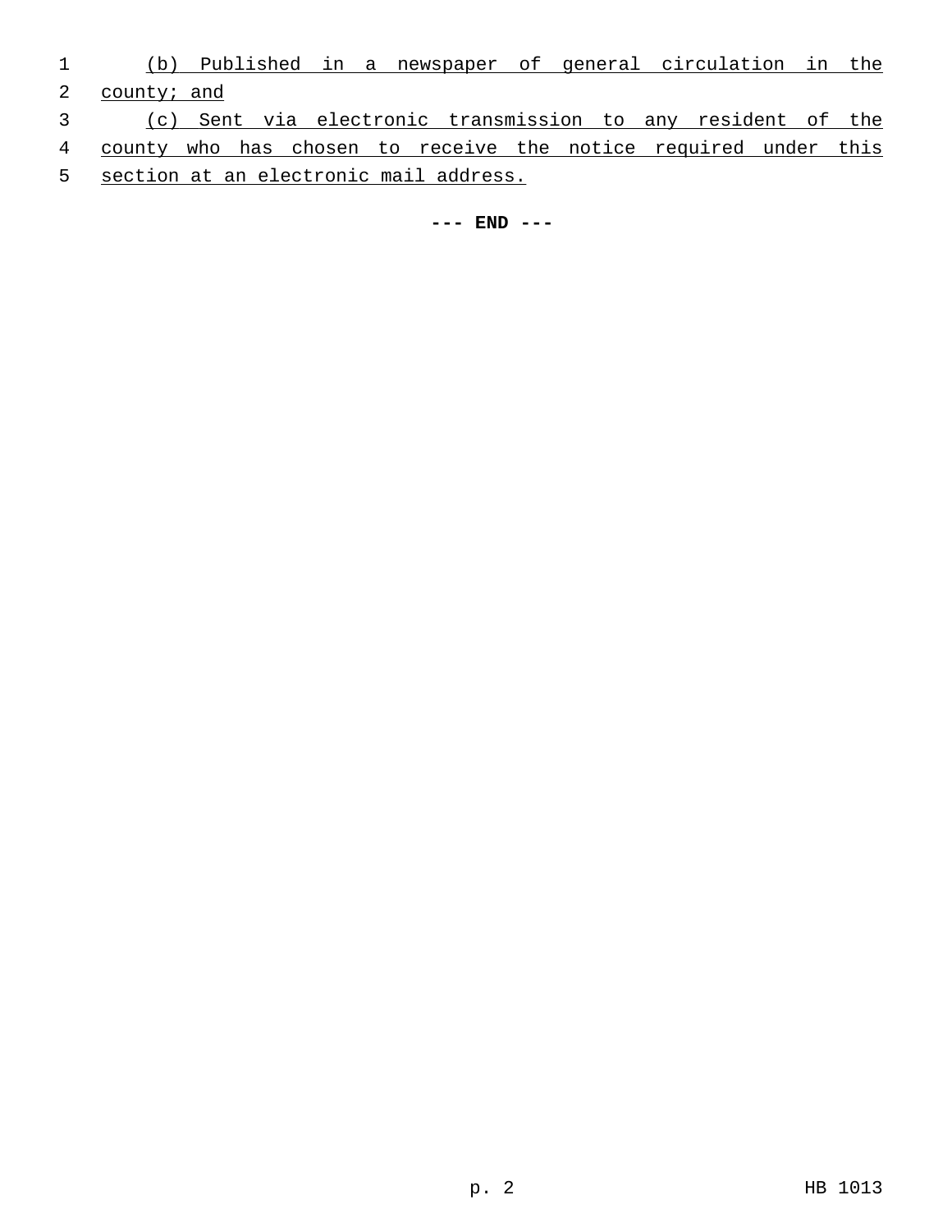(b) Published in a newspaper of general circulation in the county; and

(c) Sent via electronic transmission to any resident of the county who has chosen to receive the notice required under this section at an electronic mail address.

**--- END ---**